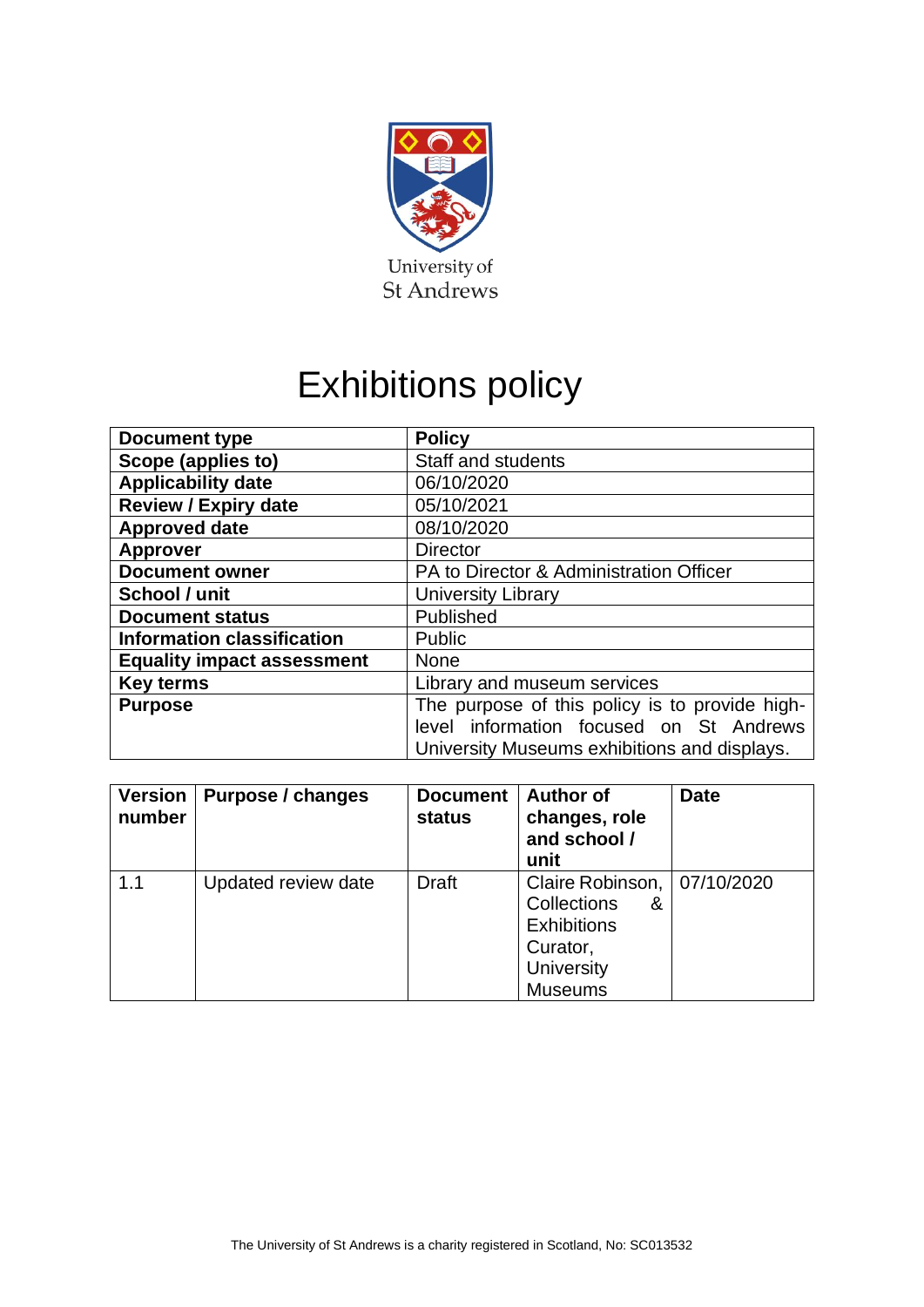University of St Andrews

# Exhibitions policy

| Document type | Policy |
|---|---|
| Scope (applies to) | Staff and students |
| Applicability date | 06/10/2020 |
| Review / Expiry date | 05/10/2021 |
| Approved date | 08/10/2020 |
| Approver | Director |
| Document owner | PA to Director & Administration Officer |
| School / unit | University Library |
| Document status | Published |
| Information classification | Public |
| Equality impact assessment | None |
| Key terms | Library and museum services |
| Purpose | The purpose of this policy is to provide high-level information focused on St Andrews University Museums exhibitions and displays. |

| Version number | Purpose / changes | Document status | Author of changes, role and school / unit | Date |
|---|---|---|---|---|
| 1.1 | Updated review date | Draft | Claire Robinson, Collections & Exhibitions Curator, University Museums | 07/10/2020 |

The University of St Andrews is a charity registered in Scotland, No: SC013532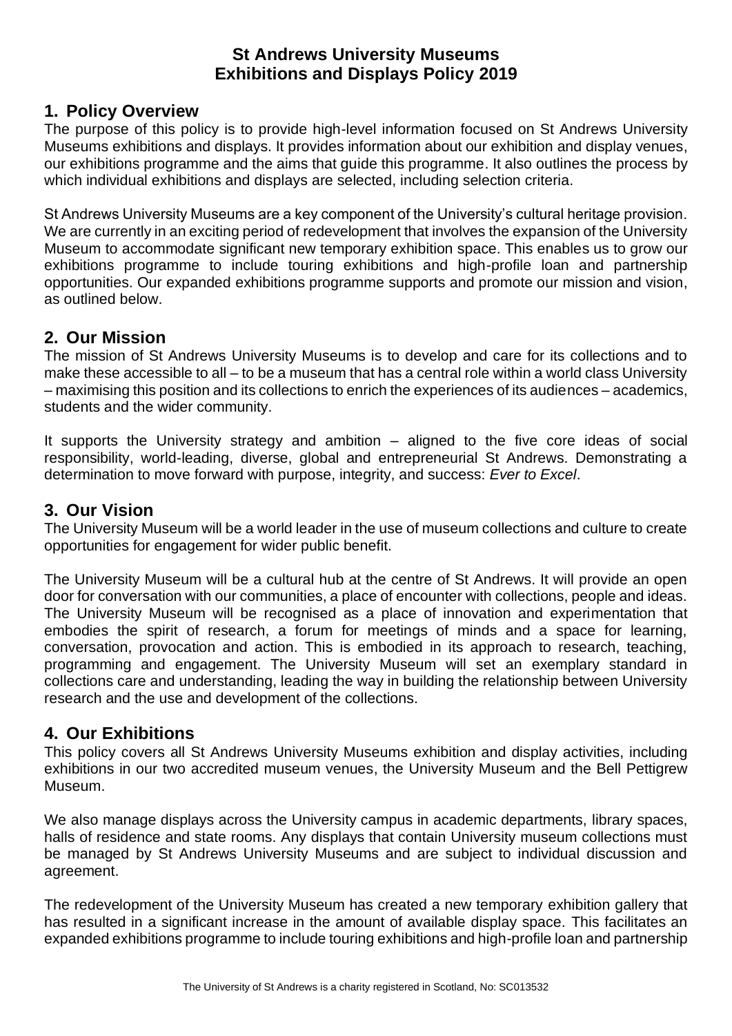# St Andrews University Museums
# Exhibitions and Displays Policy 2019

## 1. Policy Overview

The purpose of this policy is to provide high-level information focused on St Andrews University Museums exhibitions and displays. It provides information about our exhibition and display venues, our exhibitions programme and the aims that guide this programme. It also outlines the process by which individual exhibitions and displays are selected, including selection criteria.

St Andrews University Museums are a key component of the University's cultural heritage provision. We are currently in an exciting period of redevelopment that involves the expansion of the University Museum to accommodate significant new temporary exhibition space. This enables us to grow our exhibitions programme to include touring exhibitions and high-profile loan and partnership opportunities. Our expanded exhibitions programme supports and promote our mission and vision, as outlined below.

## 2. Our Mission

The mission of St Andrews University Museums is to develop and care for its collections and to make these accessible to all – to be a museum that has a central role within a world class University – maximising this position and its collections to enrich the experiences of its audiences – academics, students and the wider community.

It supports the University strategy and ambition – aligned to the five core ideas of social responsibility, world-leading, diverse, global and entrepreneurial St Andrews. Demonstrating a determination to move forward with purpose, integrity, and success: *Ever to Excel*.

## 3. Our Vision

The University Museum will be a world leader in the use of museum collections and culture to create opportunities for engagement for wider public benefit.

The University Museum will be a cultural hub at the centre of St Andrews. It will provide an open door for conversation with our communities, a place of encounter with collections, people and ideas. The University Museum will be recognised as a place of innovation and experimentation that embodies the spirit of research, a forum for meetings of minds and a space for learning, conversation, provocation and action. This is embodied in its approach to research, teaching, programming and engagement. The University Museum will set an exemplary standard in collections care and understanding, leading the way in building the relationship between University research and the use and development of the collections.

## 4. Our Exhibitions

This policy covers all St Andrews University Museums exhibition and display activities, including exhibitions in our two accredited museum venues, the University Museum and the Bell Pettigrew Museum.

We also manage displays across the University campus in academic departments, library spaces, halls of residence and state rooms. Any displays that contain University museum collections must be managed by St Andrews University Museums and are subject to individual discussion and agreement.

The redevelopment of the University Museum has created a new temporary exhibition gallery that has resulted in a significant increase in the amount of available display space. This facilitates an expanded exhibitions programme to include touring exhibitions and high-profile loan and partnership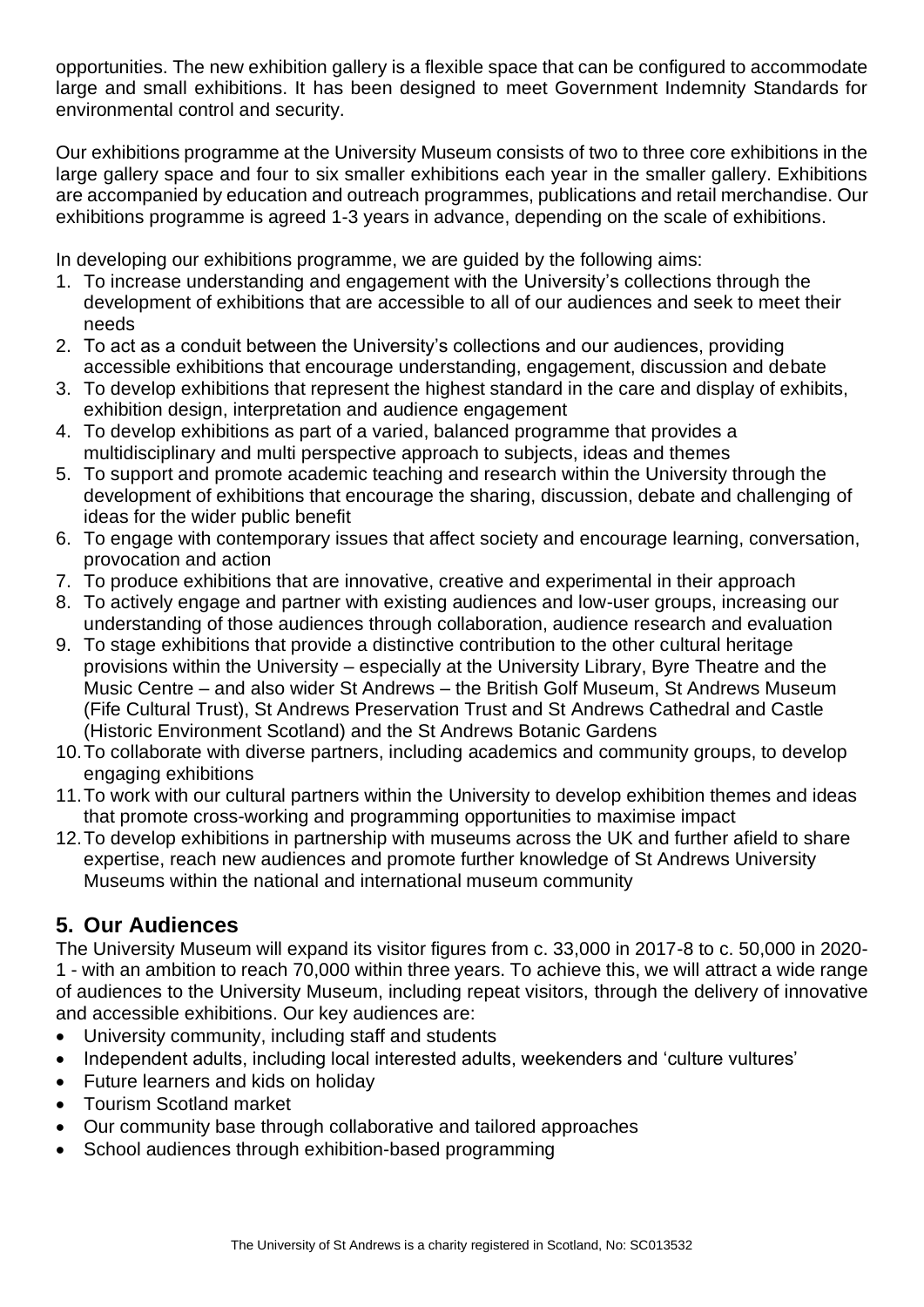opportunities. The new exhibition gallery is a flexible space that can be configured to accommodate large and small exhibitions. It has been designed to meet Government Indemnity Standards for environmental control and security.

Our exhibitions programme at the University Museum consists of two to three core exhibitions in the large gallery space and four to six smaller exhibitions each year in the smaller gallery. Exhibitions are accompanied by education and outreach programmes, publications and retail merchandise. Our exhibitions programme is agreed 1-3 years in advance, depending on the scale of exhibitions.

In developing our exhibitions programme, we are guided by the following aims:

1. To increase understanding and engagement with the University's collections through the development of exhibitions that are accessible to all of our audiences and seek to meet their needs
2. To act as a conduit between the University's collections and our audiences, providing accessible exhibitions that encourage understanding, engagement, discussion and debate
3. To develop exhibitions that represent the highest standard in the care and display of exhibits, exhibition design, interpretation and audience engagement
4. To develop exhibitions as part of a varied, balanced programme that provides a multidisciplinary and multi perspective approach to subjects, ideas and themes
5. To support and promote academic teaching and research within the University through the development of exhibitions that encourage the sharing, discussion, debate and challenging of ideas for the wider public benefit
6. To engage with contemporary issues that affect society and encourage learning, conversation, provocation and action
7. To produce exhibitions that are innovative, creative and experimental in their approach
8. To actively engage and partner with existing audiences and low-user groups, increasing our understanding of those audiences through collaboration, audience research and evaluation
9. To stage exhibitions that provide a distinctive contribution to the other cultural heritage provisions within the University – especially at the University Library, Byre Theatre and the Music Centre – and also wider St Andrews – the British Golf Museum, St Andrews Museum (Fife Cultural Trust), St Andrews Preservation Trust and St Andrews Cathedral and Castle (Historic Environment Scotland) and the St Andrews Botanic Gardens
10. To collaborate with diverse partners, including academics and community groups, to develop engaging exhibitions
11. To work with our cultural partners within the University to develop exhibition themes and ideas that promote cross-working and programming opportunities to maximise impact
12. To develop exhibitions in partnership with museums across the UK and further afield to share expertise, reach new audiences and promote further knowledge of St Andrews University Museums within the national and international museum community

## 5. Our Audiences

The University Museum will expand its visitor figures from c. 33,000 in 2017-8 to c. 50,000 in 2020-1 - with an ambition to reach 70,000 within three years. To achieve this, we will attract a wide range of audiences to the University Museum, including repeat visitors, through the delivery of innovative and accessible exhibitions. Our key audiences are:

- University community, including staff and students
- Independent adults, including local interested adults, weekenders and 'culture vultures'
- Future learners and kids on holiday
- Tourism Scotland market
- Our community base through collaborative and tailored approaches
- School audiences through exhibition-based programming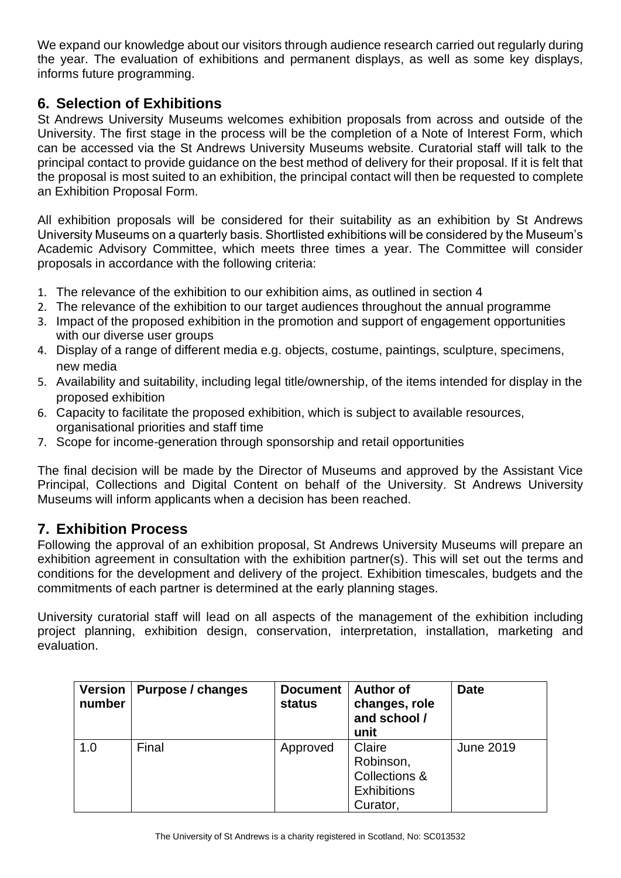We expand our knowledge about our visitors through audience research carried out regularly during the year. The evaluation of exhibitions and permanent displays, as well as some key displays, informs future programming.

## 6. Selection of Exhibitions

St Andrews University Museums welcomes exhibition proposals from across and outside of the University. The first stage in the process will be the completion of a Note of Interest Form, which can be accessed via the St Andrews University Museums website. Curatorial staff will talk to the principal contact to provide guidance on the best method of delivery for their proposal. If it is felt that the proposal is most suited to an exhibition, the principal contact will then be requested to complete an Exhibition Proposal Form.

All exhibition proposals will be considered for their suitability as an exhibition by St Andrews University Museums on a quarterly basis. Shortlisted exhibitions will be considered by the Museum's Academic Advisory Committee, which meets three times a year. The Committee will consider proposals in accordance with the following criteria:

1. The relevance of the exhibition to our exhibition aims, as outlined in section 4
2. The relevance of the exhibition to our target audiences throughout the annual programme
3. Impact of the proposed exhibition in the promotion and support of engagement opportunities with our diverse user groups
4. Display of a range of different media e.g. objects, costume, paintings, sculpture, specimens, new media
5. Availability and suitability, including legal title/ownership, of the items intended for display in the proposed exhibition
6. Capacity to facilitate the proposed exhibition, which is subject to available resources, organisational priorities and staff time
7. Scope for income-generation through sponsorship and retail opportunities

The final decision will be made by the Director of Museums and approved by the Assistant Vice Principal, Collections and Digital Content on behalf of the University. St Andrews University Museums will inform applicants when a decision has been reached.

## 7. Exhibition Process

Following the approval of an exhibition proposal, St Andrews University Museums will prepare an exhibition agreement in consultation with the exhibition partner(s). This will set out the terms and conditions for the development and delivery of the project. Exhibition timescales, budgets and the commitments of each partner is determined at the early planning stages.

University curatorial staff will lead on all aspects of the management of the exhibition including project planning, exhibition design, conservation, interpretation, installation, marketing and evaluation.

| Version number | Purpose / changes | Document status | Author of changes, role and school / unit | Date |
|---|---|---|---|---|
| 1.0 | Final | Approved | Claire Robinson, Collections & Exhibitions Curator, | June 2019 |

The University of St Andrews is a charity registered in Scotland, No: SC013532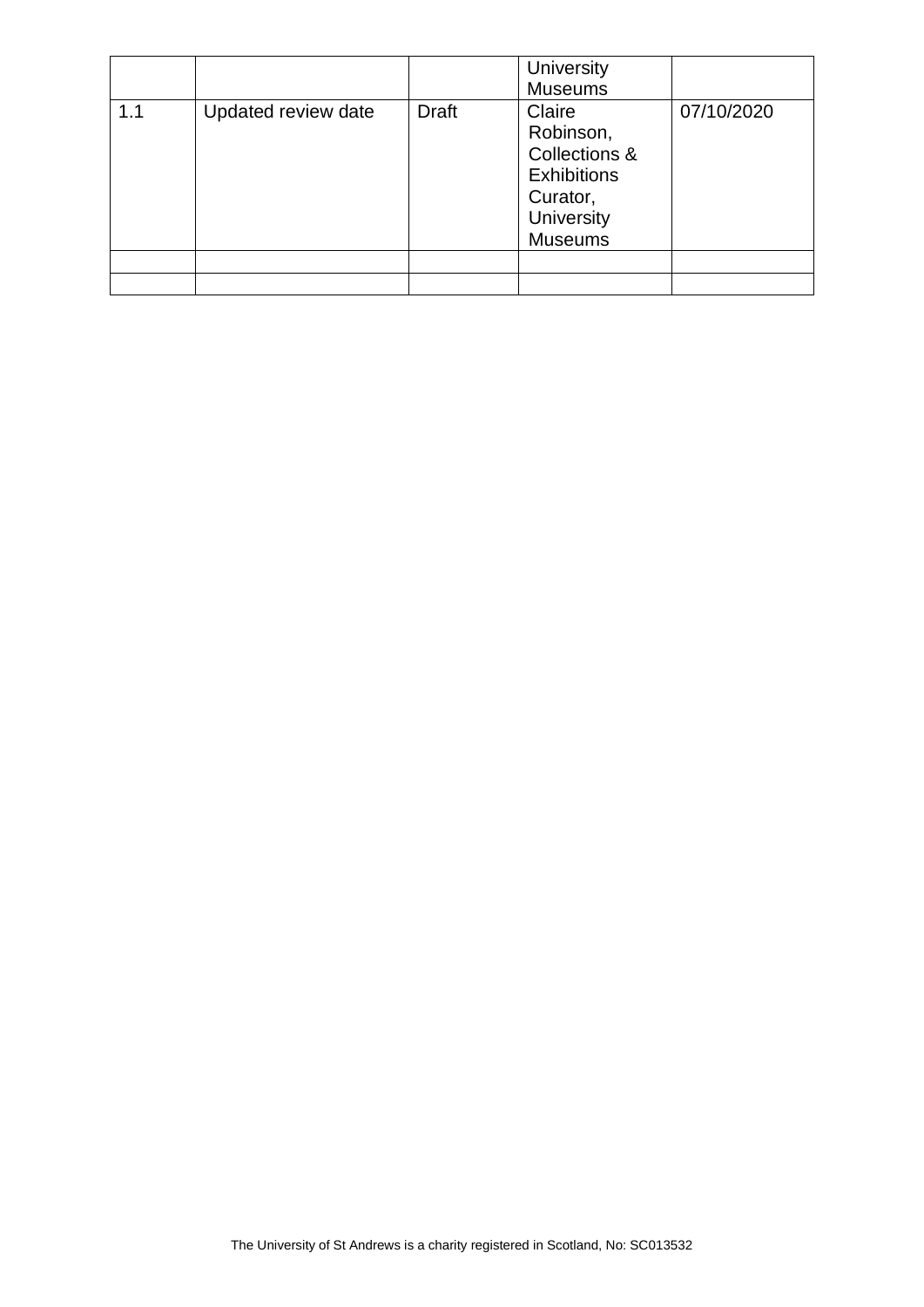| | | | | |
|---|---|---|---|---|
| | | | University Museums | |
| 1.1 | Updated review date | Draft | Claire Robinson, Collections & Exhibitions Curator, University Museums | 07/10/2020 |
| | | | | |
| | | | | |

The University of St Andrews is a charity registered in Scotland, No: SC013532